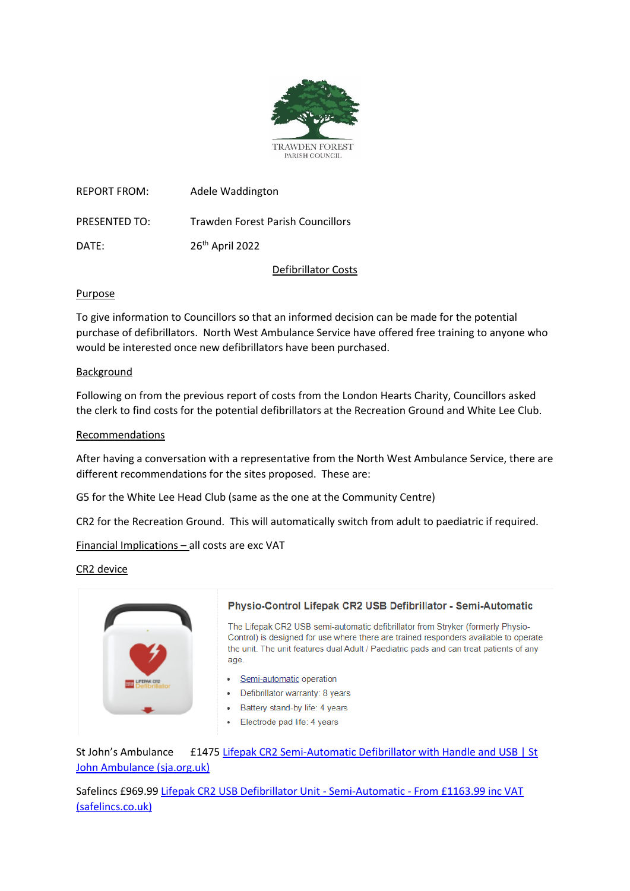TRAWDEN FOREST
PARISH COUNCIL

REPORT FROM: Adele Waddington

PRESENTED TO: Trawden Forest Parish Councillors

DATE: 26th April 2022

## Defibrillator Costs

### Purpose

To give information to Councillors so that an informed decision can be made for the potential purchase of defibrillators. North West Ambulance Service have offered free training to anyone who would be interested once new defibrillators have been purchased.

### Background

Following on from the previous report of costs from the London Hearts Charity, Councillors asked the clerk to find costs for the potential defibrillators at the Recreation Ground and White Lee Club.

### Recommendations

After having a conversation with a representative from the North West Ambulance Service, there are different recommendations for the sites proposed. These are:

G5 for the White Lee Head Club (same as the one at the Community Centre)

CR2 for the Recreation Ground. This will automatically switch from adult to paediatric if required.

### Financial Implications – all costs are exc VAT

### CR2 device

**Physio-Control Lifepak CR2 USB Defibrillator - Semi-Automatic**

The Lifepak CR2 USB semi-automatic defibrillator from Stryker (formerly Physio-Control) is designed for use where there are trained responders available to operate the unit. The unit features dual Adult / Paediatric pads and can treat patients of any age.

- Semi-automatic operation
- Defibrillator warranty: 8 years
- Battery stand-by life: 4 years
- Electrode pad life: 4 years

St John's Ambulance £1475 Lifepak CR2 Semi-Automatic Defibrillator with Handle and USB | St John Ambulance (sja.org.uk)

Safelincs £969.99 Lifepak CR2 USB Defibrillator Unit - Semi-Automatic - From £1163.99 inc VAT (safelincs.co.uk)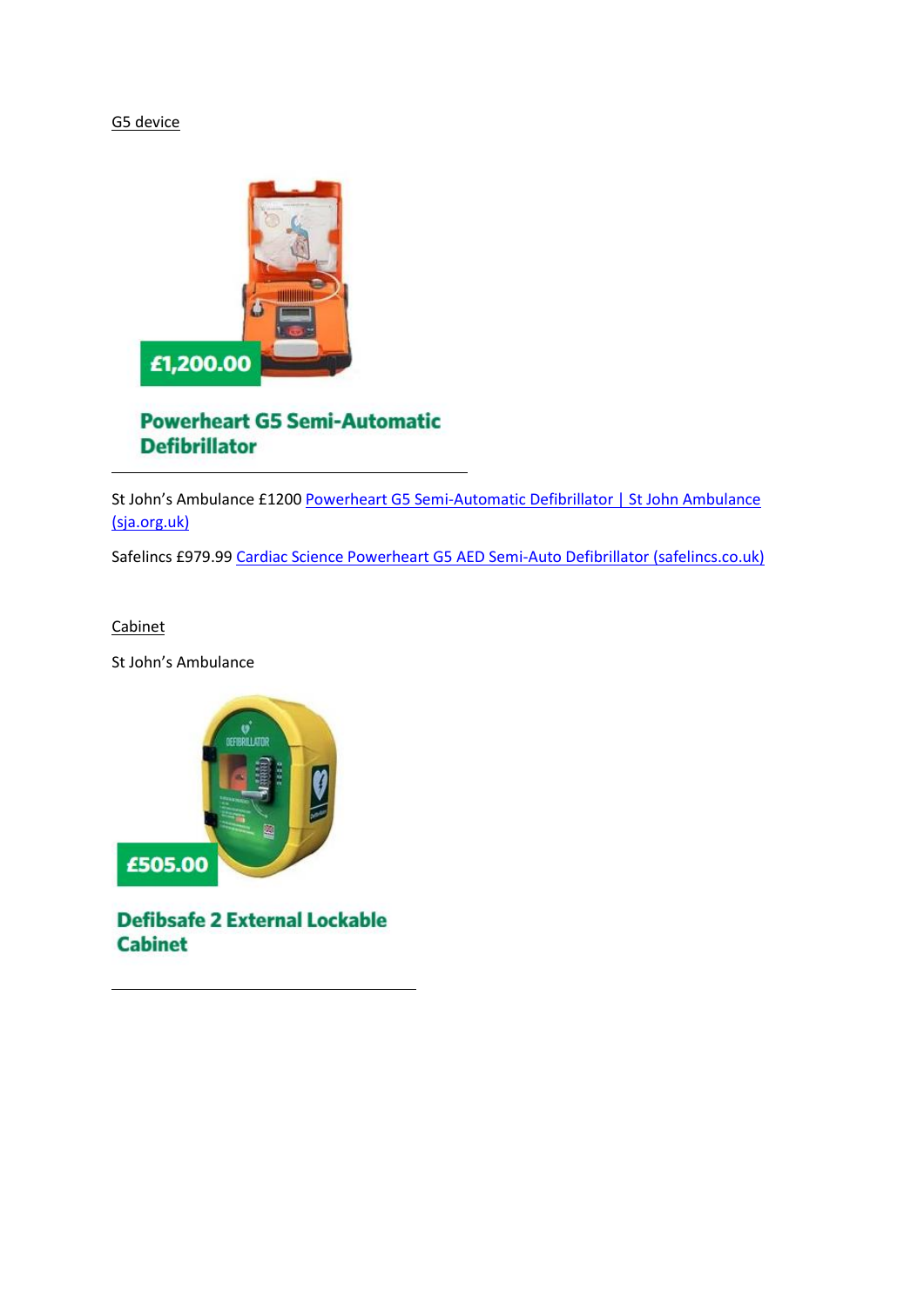G5 device

£1,200.00

**Powerheart G5 Semi-Automatic Defibrillator**

---

St John's Ambulance £1200 [Powerheart G5 Semi-Automatic Defibrillator | St John Ambulance (sja.org.uk)]

Safelincs £979.99 [Cardiac Science Powerheart G5 AED Semi-Auto Defibrillator (safelincs.co.uk)]

Cabinet

St John's Ambulance

£505.00

**Defibsafe 2 External Lockable Cabinet**

---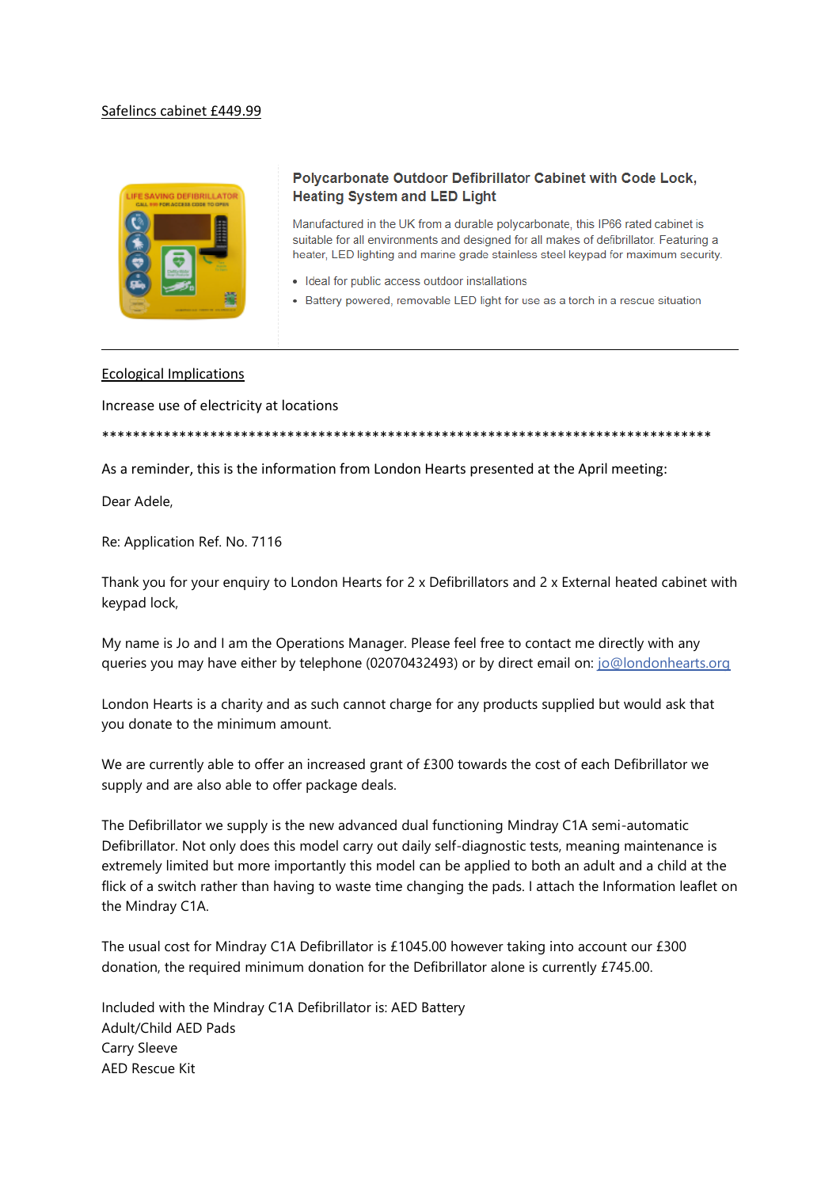Safelincs cabinet £449.99

**Polycarbonate Outdoor Defibrillator Cabinet with Code Lock, Heating System and LED Light**

Manufactured in the UK from a durable polycarbonate, this IP66 rated cabinet is suitable for all environments and designed for all makes of defibrillator. Featuring a heater, LED lighting and marine grade stainless steel keypad for maximum security.

- Ideal for public access outdoor installations
- Battery powered, removable LED light for use as a torch in a rescue situation

---

Ecological Implications

Increase use of electricity at locations

*****************************************************************************

As a reminder, this is the information from London Hearts presented at the April meeting:

Dear Adele,

Re: Application Ref. No. 7116

Thank you for your enquiry to London Hearts for 2 x Defibrillators and 2 x External heated cabinet with keypad lock,

My name is Jo and I am the Operations Manager. Please feel free to contact me directly with any queries you may have either by telephone (02070432493) or by direct email on: jo@londonhearts.org

London Hearts is a charity and as such cannot charge for any products supplied but would ask that you donate to the minimum amount.

We are currently able to offer an increased grant of £300 towards the cost of each Defibrillator we supply and are also able to offer package deals.

The Defibrillator we supply is the new advanced dual functioning Mindray C1A semi-automatic Defibrillator. Not only does this model carry out daily self-diagnostic tests, meaning maintenance is extremely limited but more importantly this model can be applied to both an adult and a child at the flick of a switch rather than having to waste time changing the pads. I attach the Information leaflet on the Mindray C1A.

The usual cost for Mindray C1A Defibrillator is £1045.00 however taking into account our £300 donation, the required minimum donation for the Defibrillator alone is currently £745.00.

Included with the Mindray C1A Defibrillator is: AED Battery
Adult/Child AED Pads
Carry Sleeve
AED Rescue Kit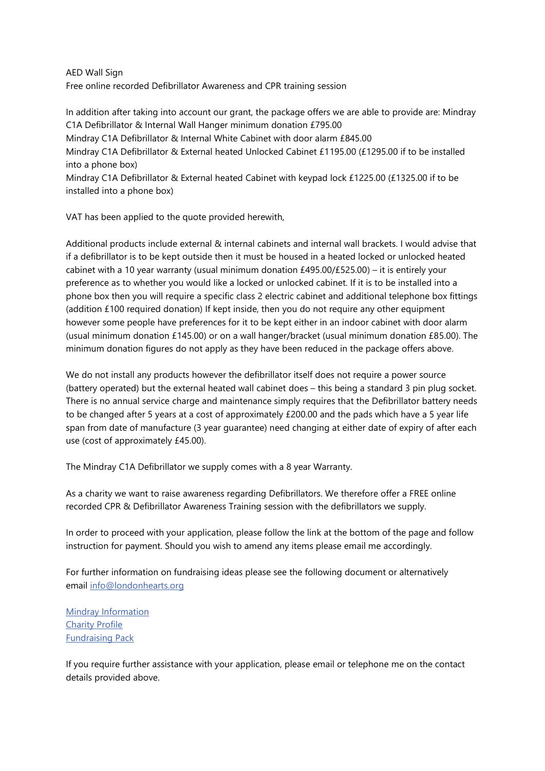AED Wall Sign
Free online recorded Defibrillator Awareness and CPR training session

In addition after taking into account our grant, the package offers we are able to provide are: Mindray C1A Defibrillator & Internal Wall Hanger minimum donation £795.00
Mindray C1A Defibrillator & Internal White Cabinet with door alarm £845.00
Mindray C1A Defibrillator & External heated Unlocked Cabinet £1195.00 (£1295.00 if to be installed into a phone box)
Mindray C1A Defibrillator & External heated Cabinet with keypad lock £1225.00 (£1325.00 if to be installed into a phone box)

VAT has been applied to the quote provided herewith,

Additional products include external & internal cabinets and internal wall brackets. I would advise that if a defibrillator is to be kept outside then it must be housed in a heated locked or unlocked heated cabinet with a 10 year warranty (usual minimum donation £495.00/£525.00) – it is entirely your preference as to whether you would like a locked or unlocked cabinet. If it is to be installed into a phone box then you will require a specific class 2 electric cabinet and additional telephone box fittings (addition £100 required donation) If kept inside, then you do not require any other equipment however some people have preferences for it to be kept either in an indoor cabinet with door alarm (usual minimum donation £145.00) or on a wall hanger/bracket (usual minimum donation £85.00). The minimum donation figures do not apply as they have been reduced in the package offers above.

We do not install any products however the defibrillator itself does not require a power source (battery operated) but the external heated wall cabinet does – this being a standard 3 pin plug socket. There is no annual service charge and maintenance simply requires that the Defibrillator battery needs to be changed after 5 years at a cost of approximately £200.00 and the pads which have a 5 year life span from date of manufacture (3 year guarantee) need changing at either date of expiry of after each use (cost of approximately £45.00).

The Mindray C1A Defibrillator we supply comes with a 8 year Warranty.

As a charity we want to raise awareness regarding Defibrillators. We therefore offer a FREE online recorded CPR & Defibrillator Awareness Training session with the defibrillators we supply.

In order to proceed with your application, please follow the link at the bottom of the page and follow instruction for payment. Should you wish to amend any items please email me accordingly.

For further information on fundraising ideas please see the following document or alternatively email info@londonhearts.org

Mindray Information
Charity Profile
Fundraising Pack

If you require further assistance with your application, please email or telephone me on the contact details provided above.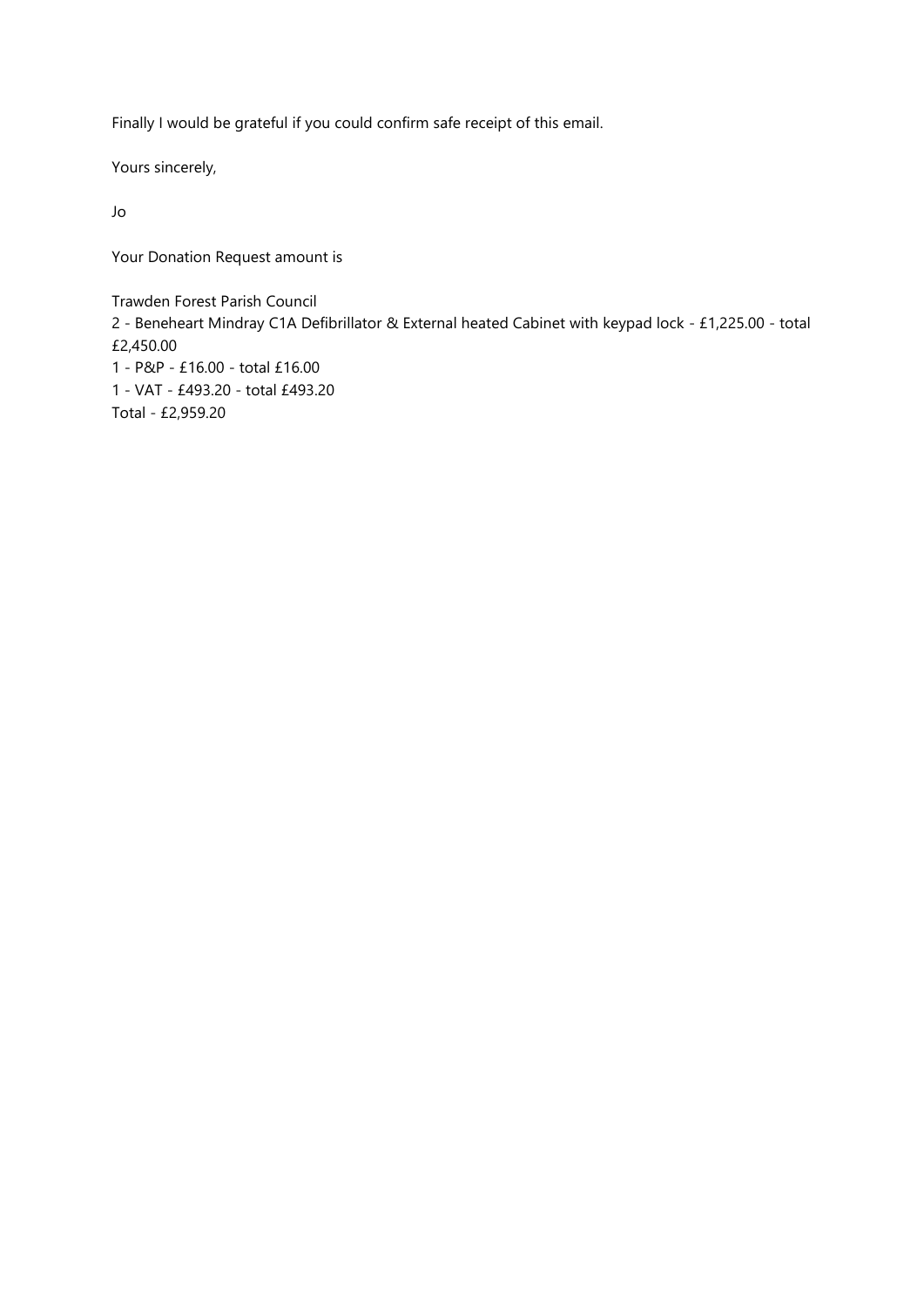Finally I would be grateful if you could confirm safe receipt of this email.

Yours sincerely,

Jo

Your Donation Request amount is

Trawden Forest Parish Council
2 - Beneheart Mindray C1A Defibrillator & External heated Cabinet with keypad lock - £1,225.00 - total £2,450.00
1 - P&P - £16.00 - total £16.00
1 - VAT - £493.20 - total £493.20
Total - £2,959.20